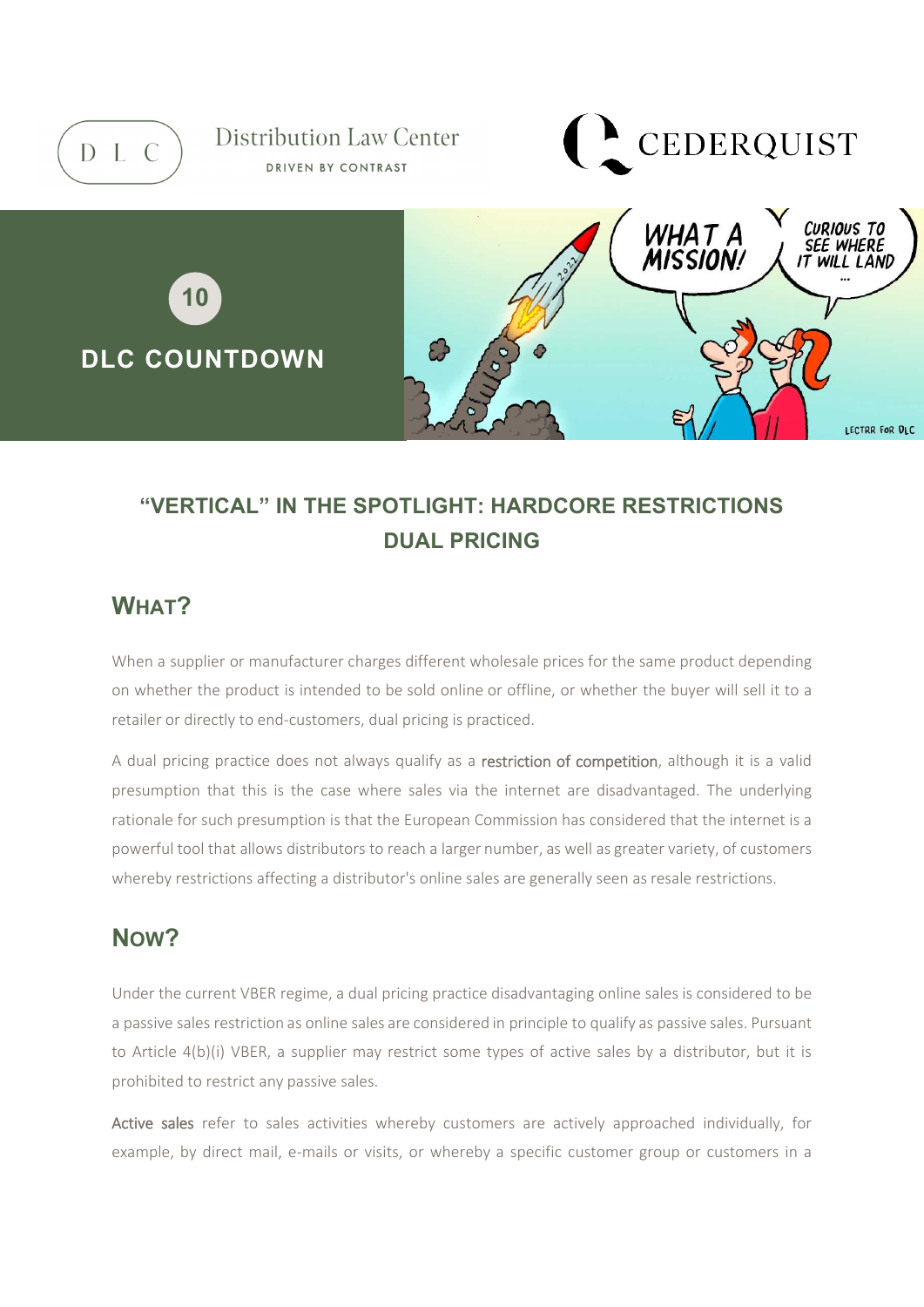Distribution Law Center

DRIVEN BY CONTRAST

CEDERQUIST

10

DLC COUNTDOWN

# "VERTICAL" IN THE SPOTLIGHT: HARDCORE RESTRICTIONS DUAL PRICING

## WHAT?

When a supplier or manufacturer charges different wholesale prices for the same product depending on whether the product is intended to be sold online or offline, or whether the buyer will sell it to a retailer or directly to end-customers, dual pricing is practiced.

A dual pricing practice does not always qualify as a restriction of competition, although it is a valid presumption that this is the case where sales via the internet are disadvantaged. The underlying rationale for such presumption is that the European Commission has considered that the internet is a powerful tool that allows distributors to reach a larger number, as well as greater variety, of customers whereby restrictions affecting a distributor's online sales are generally seen as resale restrictions.

## NOW?

Under the current VBER regime, a dual pricing practice disadvantaging online sales is considered to be a passive sales restriction as online sales are considered in principle to qualify as passive sales. Pursuant to Article 4(b)(i) VBER, a supplier may restrict some types of active sales by a distributor, but it is prohibited to restrict any passive sales.

Active sales refer to sales activities whereby customers are actively approached individually, for example, by direct mail, e-mails or visits, or whereby a specific customer group or customers in a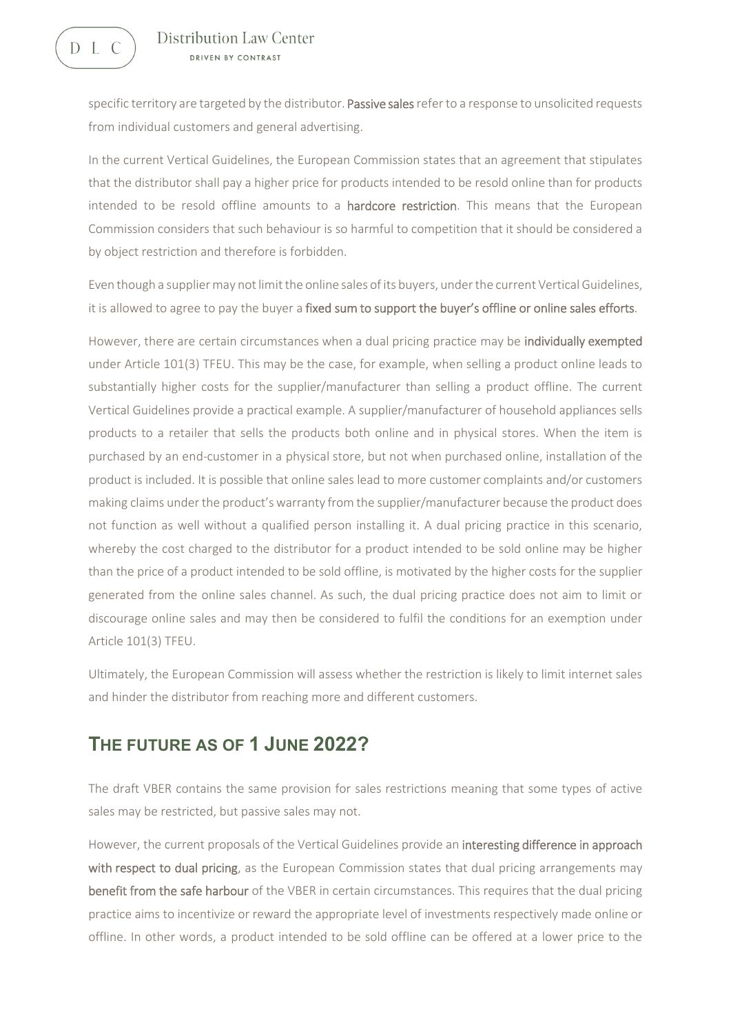specific territory are targeted by the distributor. **Passive sales** refer to a response to unsolicited requests from individual customers and general advertising.

In the current Vertical Guidelines, the European Commission states that an agreement that stipulates that the distributor shall pay a higher price for products intended to be resold online than for products intended to be resold offline amounts to a **hardcore restriction**. This means that the European Commission considers that such behaviour is so harmful to competition that it should be considered a by object restriction and therefore is forbidden.

Even though a supplier may not limit the online sales of its buyers, under the current Vertical Guidelines, it is allowed to agree to pay the buyer a **fixed sum to support the buyer's offline or online sales efforts**.

However, there are certain circumstances when a dual pricing practice may be **individually exempted** under Article 101(3) TFEU. This may be the case, for example, when selling a product online leads to substantially higher costs for the supplier/manufacturer than selling a product offline. The current Vertical Guidelines provide a practical example. A supplier/manufacturer of household appliances sells products to a retailer that sells the products both online and in physical stores. When the item is purchased by an end-customer in a physical store, but not when purchased online, installation of the product is included. It is possible that online sales lead to more customer complaints and/or customers making claims under the product's warranty from the supplier/manufacturer because the product does not function as well without a qualified person installing it. A dual pricing practice in this scenario, whereby the cost charged to the distributor for a product intended to be sold online may be higher than the price of a product intended to be sold offline, is motivated by the higher costs for the supplier generated from the online sales channel. As such, the dual pricing practice does not aim to limit or discourage online sales and may then be considered to fulfil the conditions for an exemption under Article 101(3) TFEU.

Ultimately, the European Commission will assess whether the restriction is likely to limit internet sales and hinder the distributor from reaching more and different customers.

## THE FUTURE AS OF 1 JUNE 2022?

The draft VBER contains the same provision for sales restrictions meaning that some types of active sales may be restricted, but passive sales may not.

However, the current proposals of the Vertical Guidelines provide an **interesting difference in approach with respect to dual pricing**, as the European Commission states that dual pricing arrangements may **benefit from the safe harbour** of the VBER in certain circumstances. This requires that the dual pricing practice aims to incentivize or reward the appropriate level of investments respectively made online or offline. In other words, a product intended to be sold offline can be offered at a lower price to the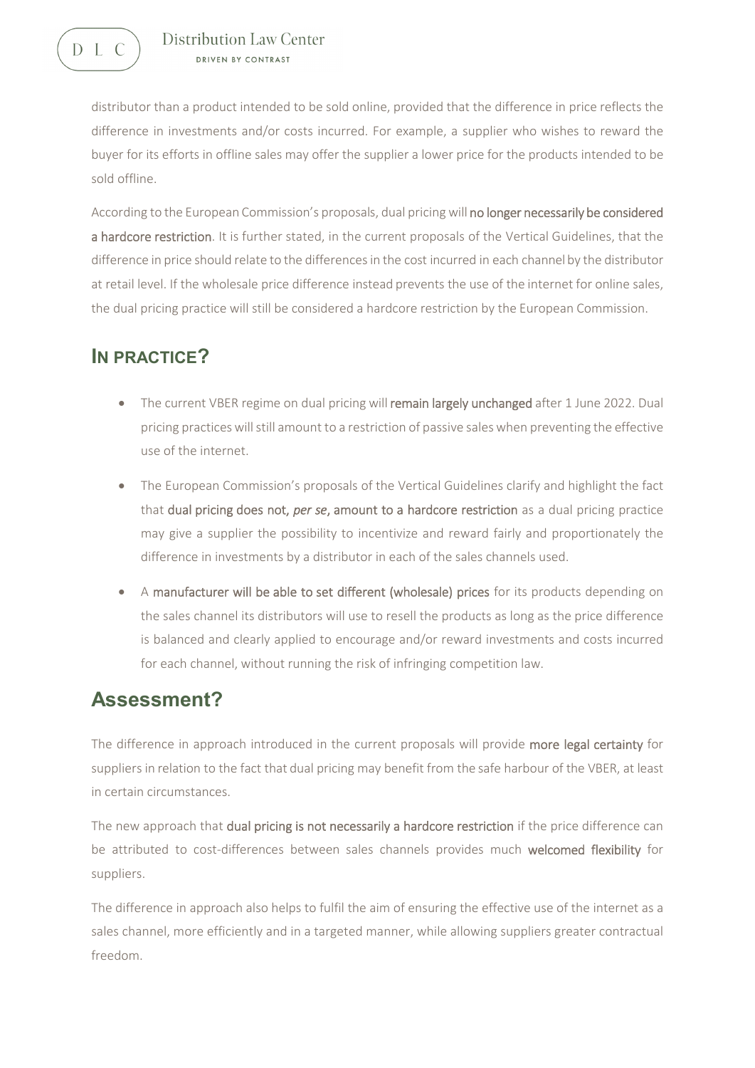distributor than a product intended to be sold online, provided that the difference in price reflects the difference in investments and/or costs incurred. For example, a supplier who wishes to reward the buyer for its efforts in offline sales may offer the supplier a lower price for the products intended to be sold offline.

According to the European Commission's proposals, dual pricing will **no longer necessarily be considered a hardcore restriction**. It is further stated, in the current proposals of the Vertical Guidelines, that the difference in price should relate to the differences in the cost incurred in each channel by the distributor at retail level. If the wholesale price difference instead prevents the use of the internet for online sales, the dual pricing practice will still be considered a hardcore restriction by the European Commission.

## IN PRACTICE?

- The current VBER regime on dual pricing will **remain largely unchanged** after 1 June 2022. Dual pricing practices will still amount to a restriction of passive sales when preventing the effective use of the internet.
- The European Commission's proposals of the Vertical Guidelines clarify and highlight the fact that **dual pricing does not, *per se*, amount to a hardcore restriction** as a dual pricing practice may give a supplier the possibility to incentivize and reward fairly and proportionately the difference in investments by a distributor in each of the sales channels used.
- A **manufacturer will be able to set different (wholesale) prices** for its products depending on the sales channel its distributors will use to resell the products as long as the price difference is balanced and clearly applied to encourage and/or reward investments and costs incurred for each channel, without running the risk of infringing competition law.

# Assessment?

The difference in approach introduced in the current proposals will provide **more legal certainty** for suppliers in relation to the fact that dual pricing may benefit from the safe harbour of the VBER, at least in certain circumstances.

The new approach that **dual pricing is not necessarily a hardcore restriction** if the price difference can be attributed to cost-differences between sales channels provides much **welcomed flexibility** for suppliers.

The difference in approach also helps to fulfil the aim of ensuring the effective use of the internet as a sales channel, more efficiently and in a targeted manner, while allowing suppliers greater contractual freedom.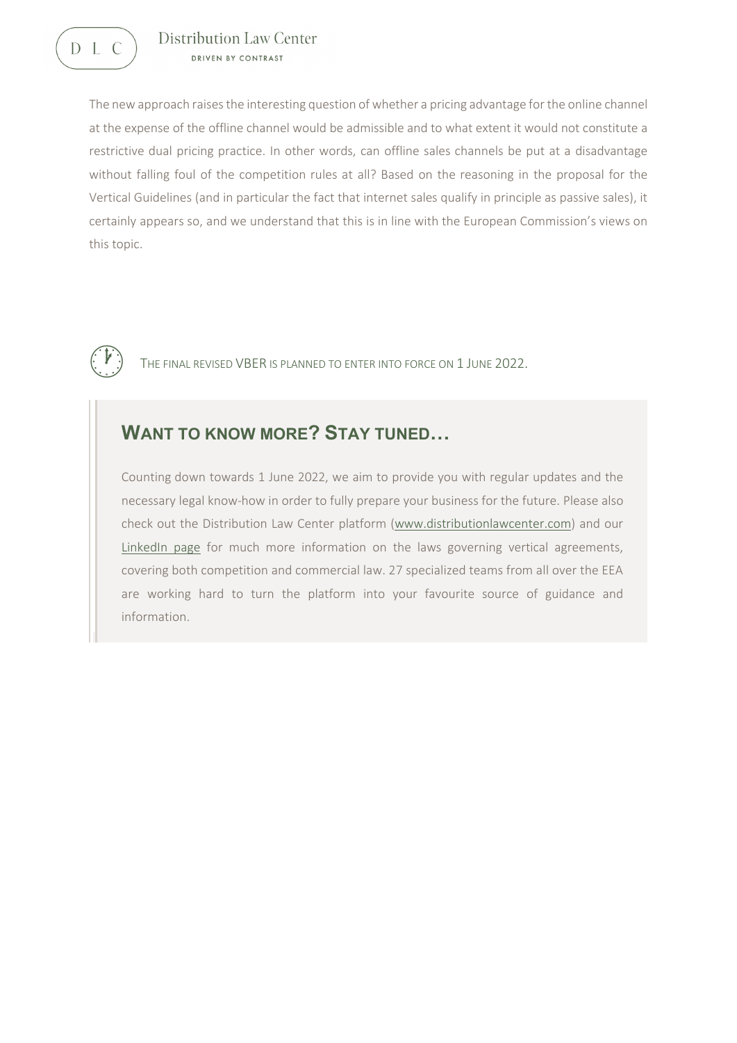The new approach raises the interesting question of whether a pricing advantage for the online channel at the expense of the offline channel would be admissible and to what extent it would not constitute a restrictive dual pricing practice. In other words, can offline sales channels be put at a disadvantage without falling foul of the competition rules at all? Based on the reasoning in the proposal for the Vertical Guidelines (and in particular the fact that internet sales qualify in principle as passive sales), it certainly appears so, and we understand that this is in line with the European Commission's views on this topic.

THE FINAL REVISED VBER IS PLANNED TO ENTER INTO FORCE ON 1 JUNE 2022.

## WANT TO KNOW MORE? STAY TUNED…

Counting down towards 1 June 2022, we aim to provide you with regular updates and the necessary legal know-how in order to fully prepare your business for the future. Please also check out the Distribution Law Center platform (www.distributionlawcenter.com) and our LinkedIn page for much more information on the laws governing vertical agreements, covering both competition and commercial law. 27 specialized teams from all over the EEA are working hard to turn the platform into your favourite source of guidance and information.